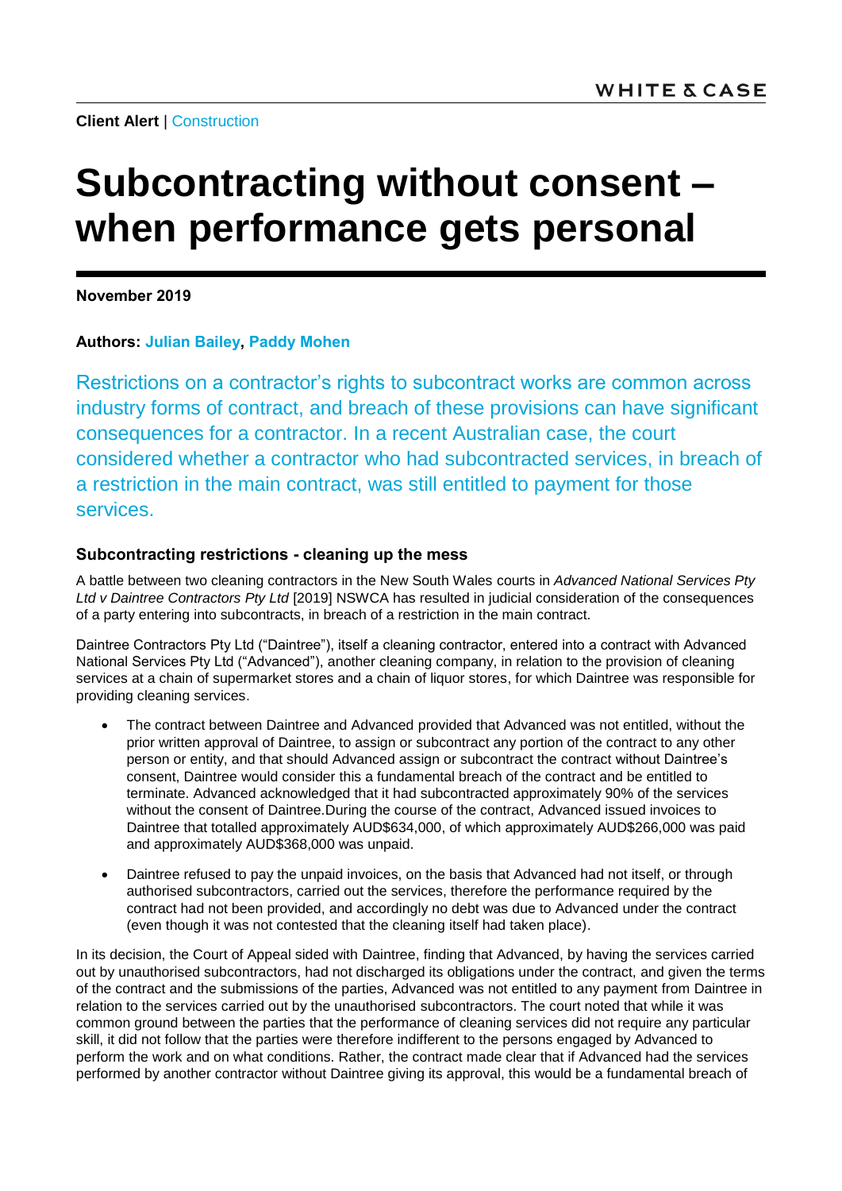**Client Alert** | Construction

# Subcontracting without consent – when performance gets personal

**November 2019**

**Authors: Julian Bailey, Paddy Mohen**

Restrictions on a contractor's rights to subcontract works are common across industry forms of contract, and breach of these provisions can have significant consequences for a contractor. In a recent Australian case, the court considered whether a contractor who had subcontracted services, in breach of a restriction in the main contract, was still entitled to payment for those services.

### Subcontracting restrictions - cleaning up the mess

A battle between two cleaning contractors in the New South Wales courts in *Advanced National Services Pty Ltd v Daintree Contractors Pty Ltd* [2019] NSWCA has resulted in judicial consideration of the consequences of a party entering into subcontracts, in breach of a restriction in the main contract.

Daintree Contractors Pty Ltd ("Daintree"), itself a cleaning contractor, entered into a contract with Advanced National Services Pty Ltd ("Advanced"), another cleaning company, in relation to the provision of cleaning services at a chain of supermarket stores and a chain of liquor stores, for which Daintree was responsible for providing cleaning services.

- The contract between Daintree and Advanced provided that Advanced was not entitled, without the prior written approval of Daintree, to assign or subcontract any portion of the contract to any other person or entity, and that should Advanced assign or subcontract the contract without Daintree's consent, Daintree would consider this a fundamental breach of the contract and be entitled to terminate. Advanced acknowledged that it had subcontracted approximately 90% of the services without the consent of Daintree.During the course of the contract, Advanced issued invoices to Daintree that totalled approximately AUD$634,000, of which approximately AUD$266,000 was paid and approximately AUD$368,000 was unpaid.
- Daintree refused to pay the unpaid invoices, on the basis that Advanced had not itself, or through authorised subcontractors, carried out the services, therefore the performance required by the contract had not been provided, and accordingly no debt was due to Advanced under the contract (even though it was not contested that the cleaning itself had taken place).

In its decision, the Court of Appeal sided with Daintree, finding that Advanced, by having the services carried out by unauthorised subcontractors, had not discharged its obligations under the contract, and given the terms of the contract and the submissions of the parties, Advanced was not entitled to any payment from Daintree in relation to the services carried out by the unauthorised subcontractors. The court noted that while it was common ground between the parties that the performance of cleaning services did not require any particular skill, it did not follow that the parties were therefore indifferent to the persons engaged by Advanced to perform the work and on what conditions. Rather, the contract made clear that if Advanced had the services performed by another contractor without Daintree giving its approval, this would be a fundamental breach of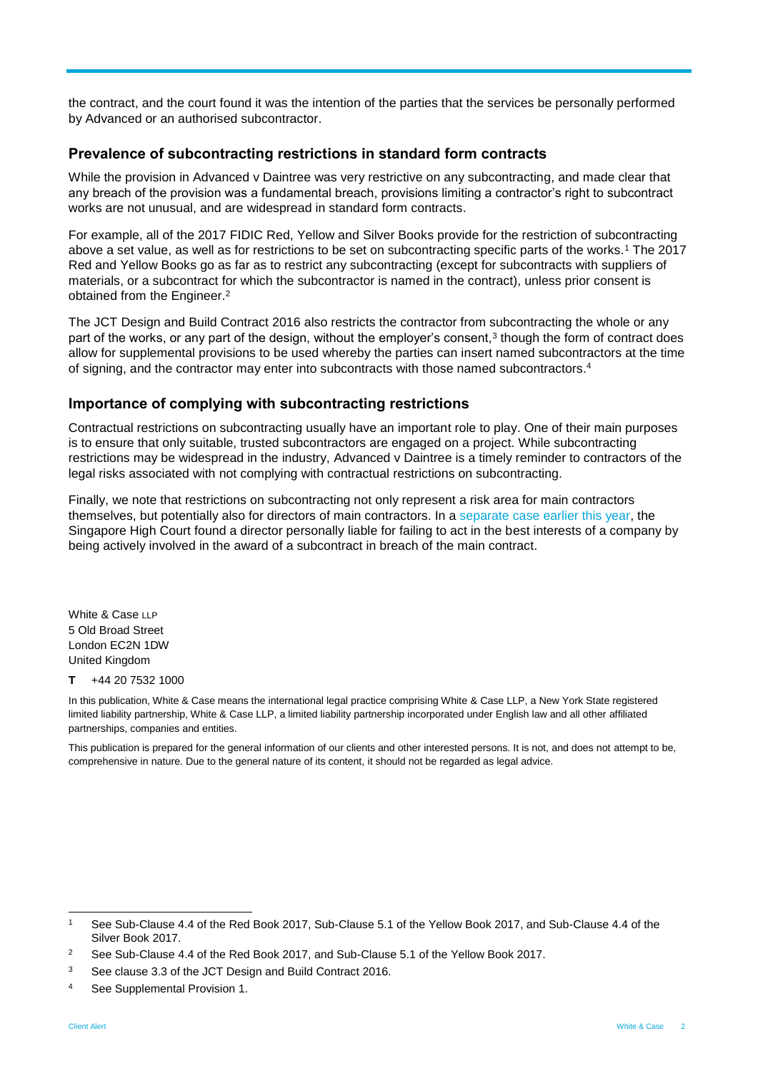the contract, and the court found it was the intention of the parties that the services be personally performed by Advanced or an authorised subcontractor.

## Prevalence of subcontracting restrictions in standard form contracts

While the provision in Advanced v Daintree was very restrictive on any subcontracting, and made clear that any breach of the provision was a fundamental breach, provisions limiting a contractor's right to subcontract works are not unusual, and are widespread in standard form contracts.

For example, all of the 2017 FIDIC Red, Yellow and Silver Books provide for the restriction of subcontracting above a set value, as well as for restrictions to be set on subcontracting specific parts of the works.[1] The 2017 Red and Yellow Books go as far as to restrict any subcontracting (except for subcontracts with suppliers of materials, or a subcontract for which the subcontractor is named in the contract), unless prior consent is obtained from the Engineer.[2]

The JCT Design and Build Contract 2016 also restricts the contractor from subcontracting the whole or any part of the works, or any part of the design, without the employer's consent,[3] though the form of contract does allow for supplemental provisions to be used whereby the parties can insert named subcontractors at the time of signing, and the contractor may enter into subcontracts with those named subcontractors.[4]

## Importance of complying with subcontracting restrictions

Contractual restrictions on subcontracting usually have an important role to play. One of their main purposes is to ensure that only suitable, trusted subcontractors are engaged on a project. While subcontracting restrictions may be widespread in the industry, Advanced v Daintree is a timely reminder to contractors of the legal risks associated with not complying with contractual restrictions on subcontracting.

Finally, we note that restrictions on subcontracting not only represent a risk area for main contractors themselves, but potentially also for directors of main contractors. In a separate case earlier this year, the Singapore High Court found a director personally liable for failing to act in the best interests of a company by being actively involved in the award of a subcontract in breach of the main contract.

White & Case LLP
5 Old Broad Street
London EC2N 1DW
United Kingdom

**T** +44 20 7532 1000

In this publication, White & Case means the international legal practice comprising White & Case LLP, a New York State registered limited liability partnership, White & Case LLP, a limited liability partnership incorporated under English law and all other affiliated partnerships, companies and entities.

This publication is prepared for the general information of our clients and other interested persons. It is not, and does not attempt to be, comprehensive in nature. Due to the general nature of its content, it should not be regarded as legal advice.

[1] See Sub-Clause 4.4 of the Red Book 2017, Sub-Clause 5.1 of the Yellow Book 2017, and Sub-Clause 4.4 of the Silver Book 2017.

[2] See Sub-Clause 4.4 of the Red Book 2017, and Sub-Clause 5.1 of the Yellow Book 2017.

[3] See clause 3.3 of the JCT Design and Build Contract 2016.

[4] See Supplemental Provision 1.